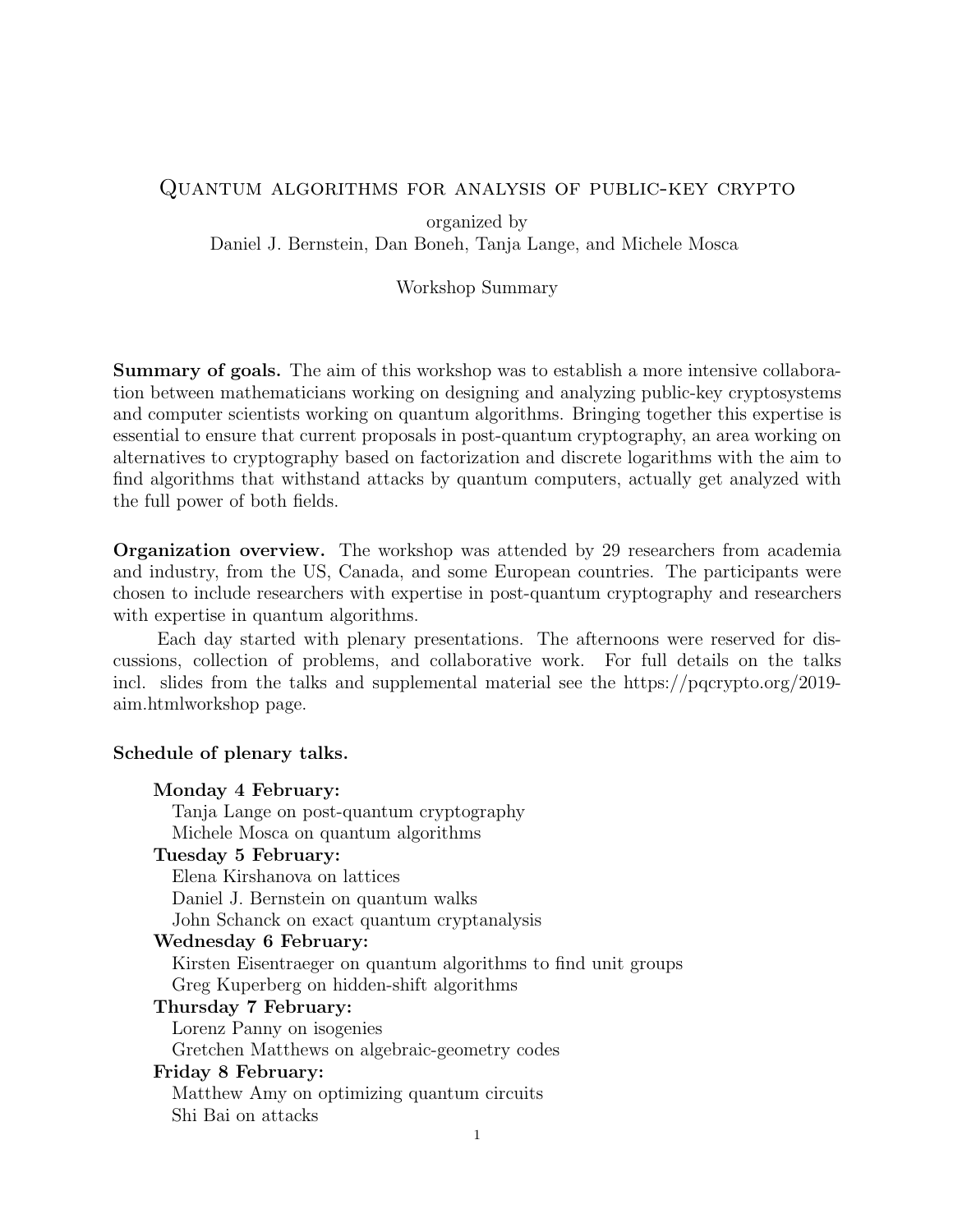# Quantum algorithms for analysis of public-key crypto

organized by
Daniel J. Bernstein, Dan Boneh, Tanja Lange, and Michele Mosca

Workshop Summary

**Summary of goals.** The aim of this workshop was to establish a more intensive collaboration between mathematicians working on designing and analyzing public-key cryptosystems and computer scientists working on quantum algorithms. Bringing together this expertise is essential to ensure that current proposals in post-quantum cryptography, an area working on alternatives to cryptography based on factorization and discrete logarithms with the aim to find algorithms that withstand attacks by quantum computers, actually get analyzed with the full power of both fields.

**Organization overview.** The workshop was attended by 29 researchers from academia and industry, from the US, Canada, and some European countries. The participants were chosen to include researchers with expertise in post-quantum cryptography and researchers with expertise in quantum algorithms.

Each day started with plenary presentations. The afternoons were reserved for discussions, collection of problems, and collaborative work. For full details on the talks incl. slides from the talks and supplemental material see the https://pqcrypto.org/2019-aim.htmlworkshop page.

**Schedule of plenary talks.**

**Monday 4 February:**
Tanja Lange on post-quantum cryptography
Michele Mosca on quantum algorithms

**Tuesday 5 February:**
Elena Kirshanova on lattices
Daniel J. Bernstein on quantum walks
John Schanck on exact quantum cryptanalysis

**Wednesday 6 February:**
Kirsten Eisentraeger on quantum algorithms to find unit groups
Greg Kuperberg on hidden-shift algorithms

**Thursday 7 February:**
Lorenz Panny on isogenies
Gretchen Matthews on algebraic-geometry codes

**Friday 8 February:**
Matthew Amy on optimizing quantum circuits
Shi Bai on attacks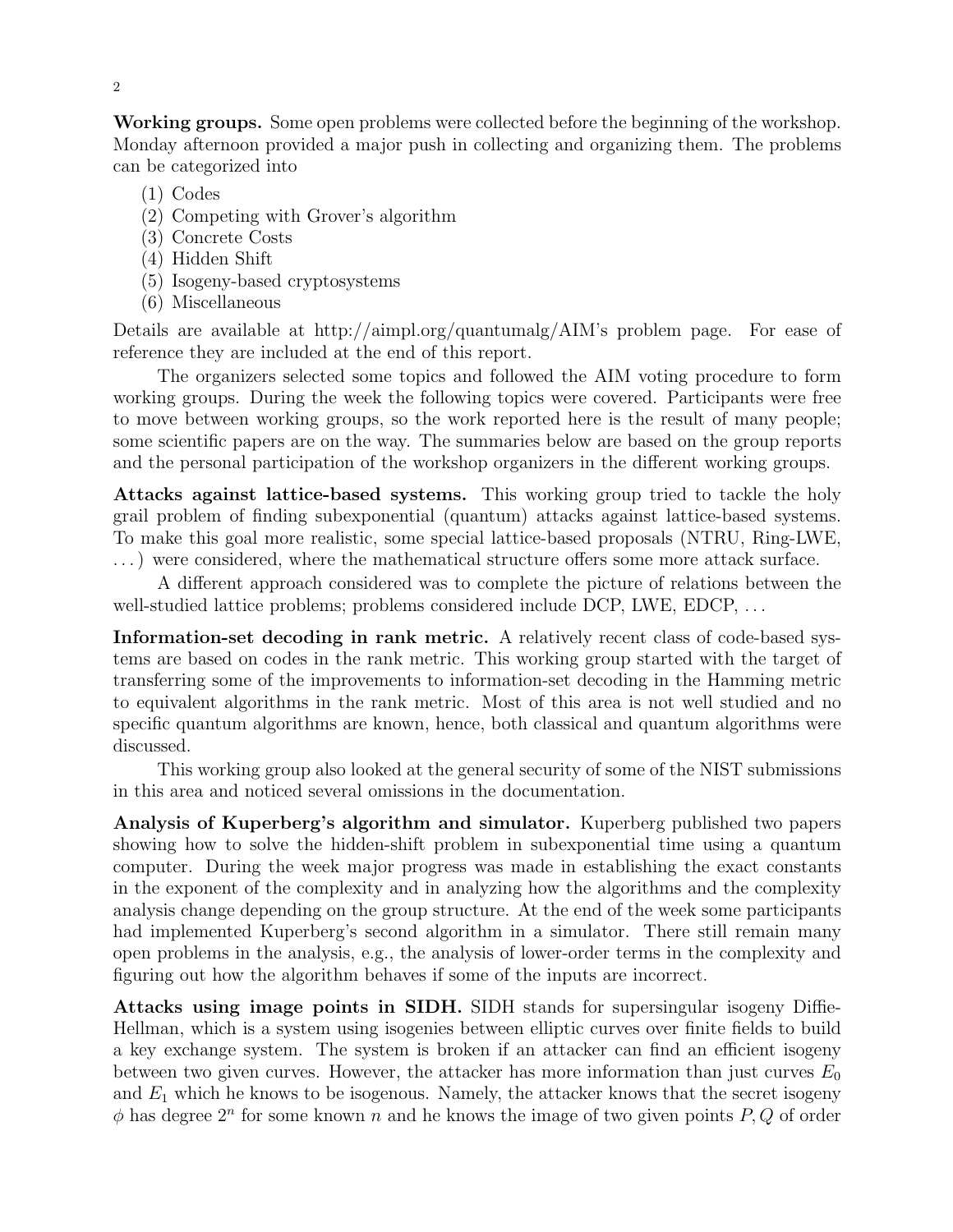**Working groups.** Some open problems were collected before the beginning of the workshop. Monday afternoon provided a major push in collecting and organizing them. The problems can be categorized into

(1) Codes
(2) Competing with Grover's algorithm
(3) Concrete Costs
(4) Hidden Shift
(5) Isogeny-based cryptosystems
(6) Miscellaneous

Details are available at http://aimpl.org/quantumalg/AIM's problem page. For ease of reference they are included at the end of this report.

The organizers selected some topics and followed the AIM voting procedure to form working groups. During the week the following topics were covered. Participants were free to move between working groups, so the work reported here is the result of many people; some scientific papers are on the way. The summaries below are based on the group reports and the personal participation of the workshop organizers in the different working groups.

**Attacks against lattice-based systems.** This working group tried to tackle the holy grail problem of finding subexponential (quantum) attacks against lattice-based systems. To make this goal more realistic, some special lattice-based proposals (NTRU, Ring-LWE, ...) were considered, where the mathematical structure offers some more attack surface.

A different approach considered was to complete the picture of relations between the well-studied lattice problems; problems considered include DCP, LWE, EDCP, ...

**Information-set decoding in rank metric.** A relatively recent class of code-based systems are based on codes in the rank metric. This working group started with the target of transferring some of the improvements to information-set decoding in the Hamming metric to equivalent algorithms in the rank metric. Most of this area is not well studied and no specific quantum algorithms are known, hence, both classical and quantum algorithms were discussed.

This working group also looked at the general security of some of the NIST submissions in this area and noticed several omissions in the documentation.

**Analysis of Kuperberg's algorithm and simulator.** Kuperberg published two papers showing how to solve the hidden-shift problem in subexponential time using a quantum computer. During the week major progress was made in establishing the exact constants in the exponent of the complexity and in analyzing how the algorithms and the complexity analysis change depending on the group structure. At the end of the week some participants had implemented Kuperberg's second algorithm in a simulator. There still remain many open problems in the analysis, e.g., the analysis of lower-order terms in the complexity and figuring out how the algorithm behaves if some of the inputs are incorrect.

**Attacks using image points in SIDH.** SIDH stands for supersingular isogeny Diffie-Hellman, which is a system using isogenies between elliptic curves over finite fields to build a key exchange system. The system is broken if an attacker can find an efficient isogeny between two given curves. However, the attacker has more information than just curves $E_0$ and $E_1$ which he knows to be isogenous. Namely, the attacker knows that the secret isogeny $\phi$ has degree $2^n$ for some known $n$ and he knows the image of two given points $P, Q$ of order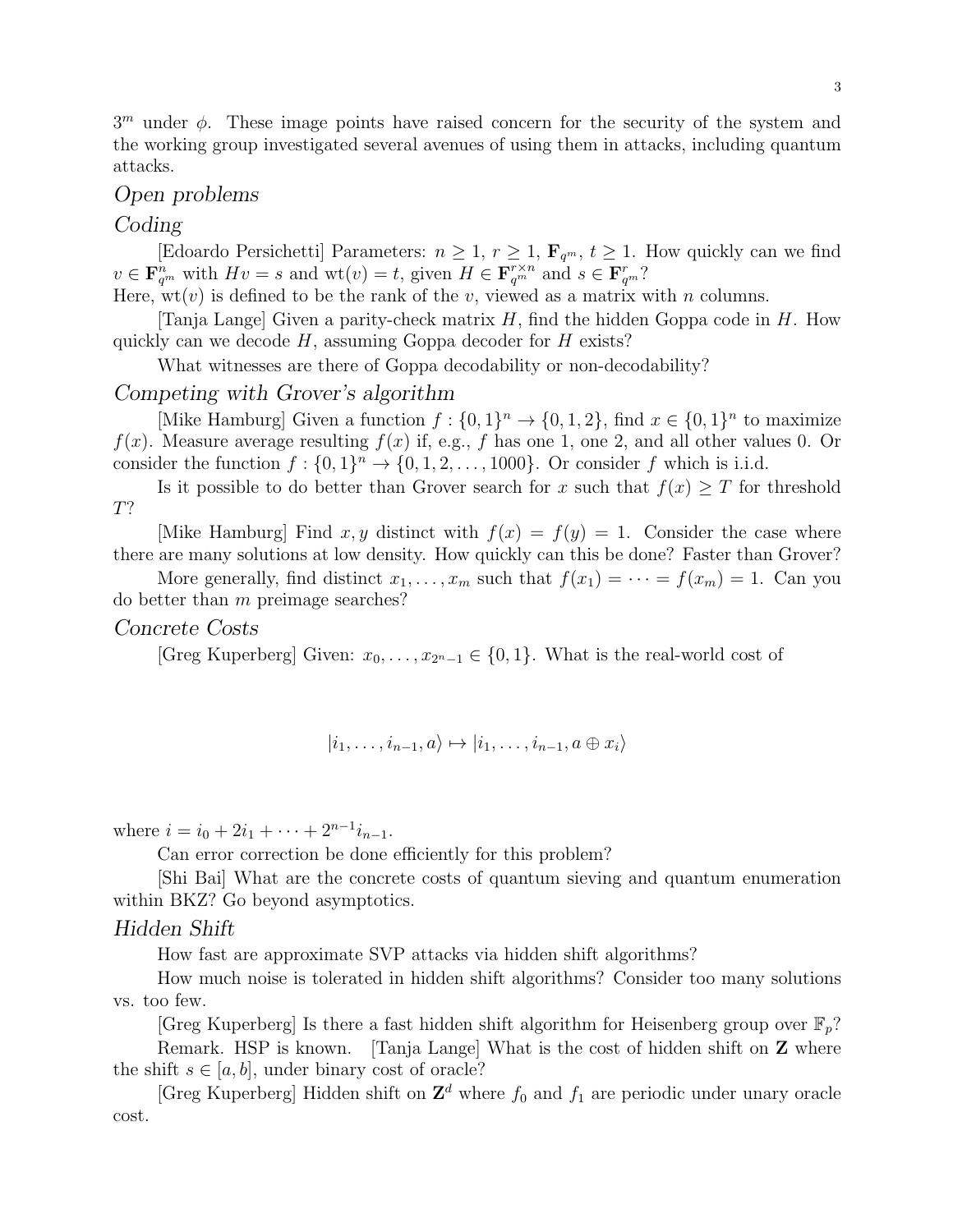$3^m$ under $\phi$. These image points have raised concern for the security of the system and the working group investigated several avenues of using them in attacks, including quantum attacks.

## *Open problems*

### *Coding*

[Edoardo Persichetti] Parameters: $n \geq 1$, $r \geq 1$, $\mathbf{F}_{q^m}$, $t \geq 1$. How quickly can we find $v \in \mathbf{F}_{q^m}^n$ with $Hv = s$ and $\text{wt}(v) = t$, given $H \in \mathbf{F}_{q^m}^{r \times n}$ and $s \in \mathbf{F}_{q^m}^r$?
Here, $\text{wt}(v)$ is defined to be the rank of the $v$, viewed as a matrix with $n$ columns.

[Tanja Lange] Given a parity-check matrix $H$, find the hidden Goppa code in $H$. How quickly can we decode $H$, assuming Goppa decoder for $H$ exists?

What witnesses are there of Goppa decodability or non-decodability?

### *Competing with Grover's algorithm*

[Mike Hamburg] Given a function $f : \{0,1\}^n \to \{0,1,2\}$, find $x \in \{0,1\}^n$ to maximize $f(x)$. Measure average resulting $f(x)$ if, e.g., $f$ has one 1, one 2, and all other values 0. Or consider the function $f : \{0,1\}^n \to \{0,1,2,\ldots,1000\}$. Or consider $f$ which is i.i.d.

Is it possible to do better than Grover search for $x$ such that $f(x) \geq T$ for threshold $T$?

[Mike Hamburg] Find $x, y$ distinct with $f(x) = f(y) = 1$. Consider the case where there are many solutions at low density. How quickly can this be done? Faster than Grover?

More generally, find distinct $x_1, \ldots, x_m$ such that $f(x_1) = \cdots = f(x_m) = 1$. Can you do better than $m$ preimage searches?

### *Concrete Costs*

[Greg Kuperberg] Given: $x_0, \ldots, x_{2^n-1} \in \{0,1\}$. What is the real-world cost of

$$|i_1, \ldots, i_{n-1}, a\rangle \mapsto |i_1, \ldots, i_{n-1}, a \oplus x_i\rangle$$

where $i = i_0 + 2i_1 + \cdots + 2^{n-1}i_{n-1}$.

Can error correction be done efficiently for this problem?

[Shi Bai] What are the concrete costs of quantum sieving and quantum enumeration within BKZ? Go beyond asymptotics.

### *Hidden Shift*

How fast are approximate SVP attacks via hidden shift algorithms?

How much noise is tolerated in hidden shift algorithms? Consider too many solutions vs. too few.

[Greg Kuperberg] Is there a fast hidden shift algorithm for Heisenberg group over $\mathbb{F}_p$?

Remark. HSP is known. [Tanja Lange] What is the cost of hidden shift on $\mathbf{Z}$ where the shift $s \in [a, b]$, under binary cost of oracle?

[Greg Kuperberg] Hidden shift on $\mathbf{Z}^d$ where $f_0$ and $f_1$ are periodic under unary oracle cost.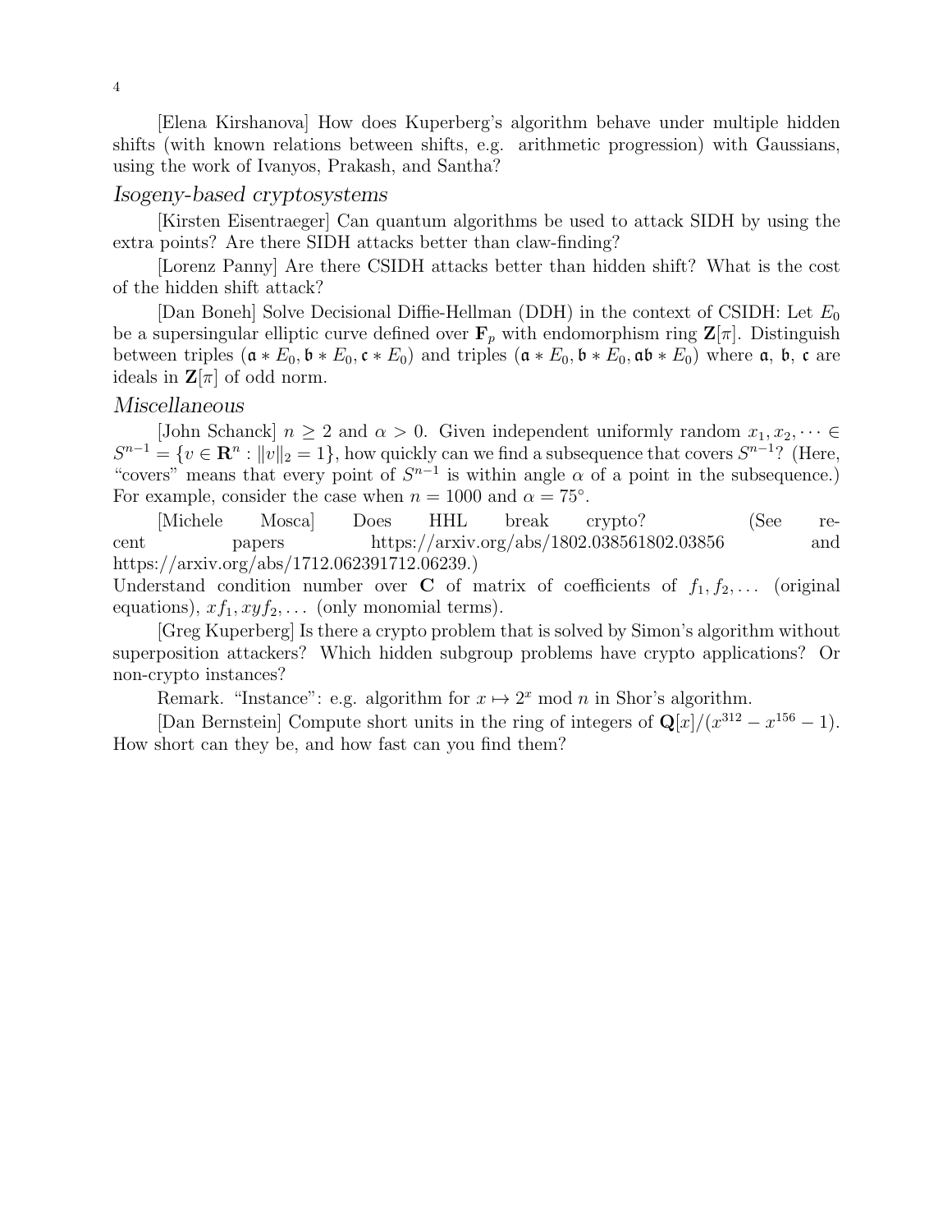[Elena Kirshanova] How does Kuperberg's algorithm behave under multiple hidden shifts (with known relations between shifts, e.g. arithmetic progression) with Gaussians, using the work of Ivanyos, Prakash, and Santha?

## *Isogeny-based cryptosystems*

[Kirsten Eisentraeger] Can quantum algorithms be used to attack SIDH by using the extra points? Are there SIDH attacks better than claw-finding?

[Lorenz Panny] Are there CSIDH attacks better than hidden shift? What is the cost of the hidden shift attack?

[Dan Boneh] Solve Decisional Diffie-Hellman (DDH) in the context of CSIDH: Let $E_0$ be a supersingular elliptic curve defined over $\mathbf{F}_p$ with endomorphism ring $\mathbf{Z}[\pi]$. Distinguish between triples $(\mathfrak{a} * E_0, \mathfrak{b} * E_0, \mathfrak{c} * E_0)$ and triples $(\mathfrak{a} * E_0, \mathfrak{b} * E_0, \mathfrak{ab} * E_0)$ where $\mathfrak{a}$, $\mathfrak{b}$, $\mathfrak{c}$ are ideals in $\mathbf{Z}[\pi]$ of odd norm.

## *Miscellaneous*

[John Schanck] $n \geq 2$ and $\alpha > 0$. Given independent uniformly random $x_1, x_2, \dots \in S^{n-1} = \{v \in \mathbf{R}^n : \|v\|_2 = 1\}$, how quickly can we find a subsequence that covers $S^{n-1}$? (Here, "covers" means that every point of $S^{n-1}$ is within angle $\alpha$ of a point in the subsequence.) For example, consider the case when $n = 1000$ and $\alpha = 75^\circ$.

[Michele Mosca] Does HHL break crypto? (See recent papers https://arxiv.org/abs/1802.038561802.03856 and https://arxiv.org/abs/1712.062391712.06239.)

Understand condition number over $\mathbf{C}$ of matrix of coefficients of $f_1, f_2, \dots$ (original equations), $xf_1, xyf_2, \dots$ (only monomial terms).

[Greg Kuperberg] Is there a crypto problem that is solved by Simon's algorithm without superposition attackers? Which hidden subgroup problems have crypto applications? Or non-crypto instances?

Remark. "Instance": e.g. algorithm for $x \mapsto 2^x \bmod n$ in Shor's algorithm.

[Dan Bernstein] Compute short units in the ring of integers of $\mathbf{Q}[x]/(x^{312} - x^{156} - 1)$. How short can they be, and how fast can you find them?